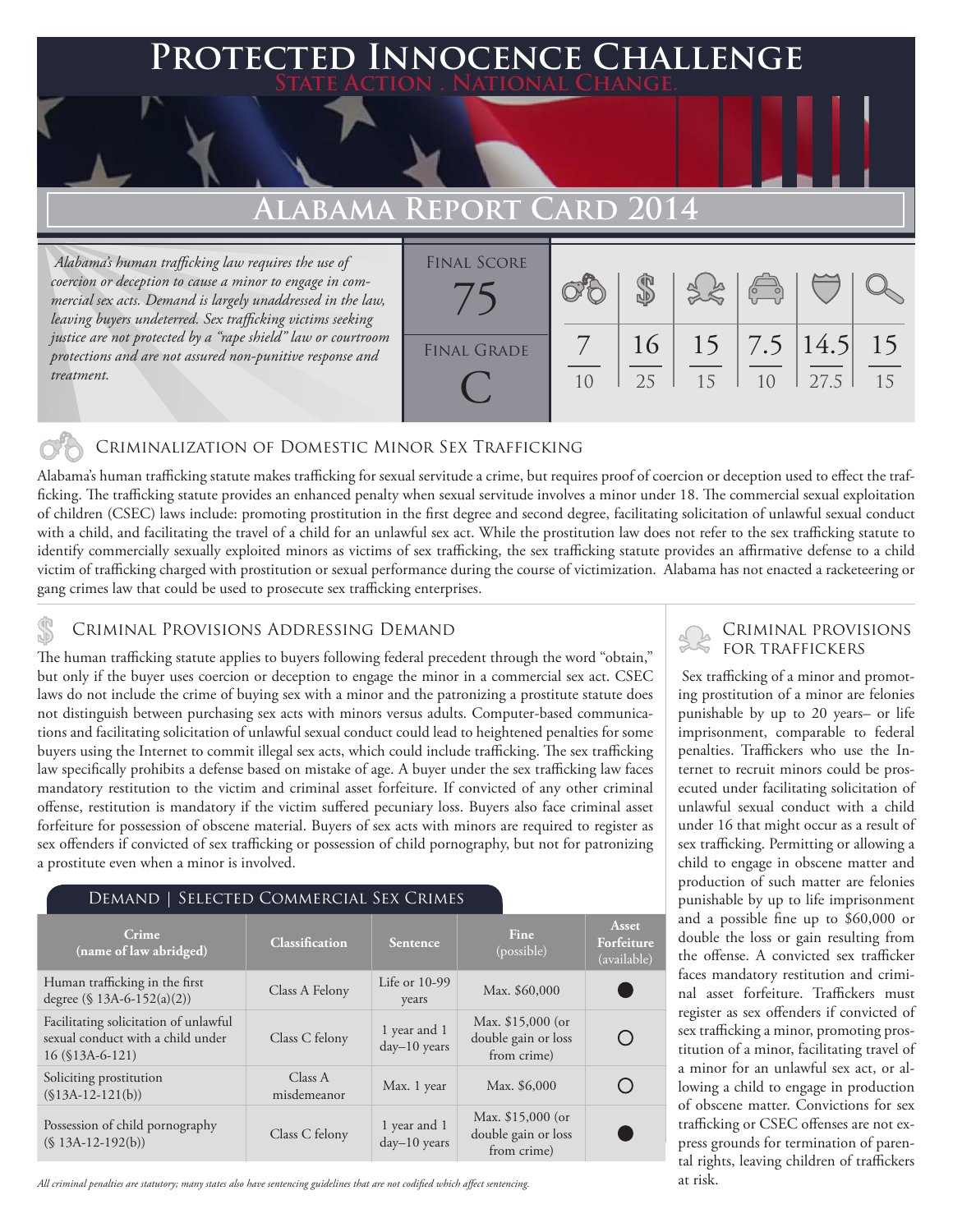# Protected Innocence Challenge

**State Action . National Change.**

## Alabama Report Card 2014

*Alabama's human trafficking law requires the use of coercion or deception to cause a minor to engage in commercial sex acts. Demand is largely unaddressed in the law, leaving buyers undeterred. Sex trafficking victims seeking justice are not protected by a "rape shield" law or courtroom protections and are not assured non-punitive response and treatment.*

| Final Score | Final Grade |
|---|---|
| 75 | C |

| Criminalization | Demand | Traffickers | Facilitators | Protective Provisions | Criminal Justice Tools |
|---|---|---|---|---|---|
| 7/10 | 16/25 | 15/15 | 7.5/10 | 14.5/27.5 | 15/15 |

### Criminalization of Domestic Minor Sex Trafficking

Alabama's human trafficking statute makes trafficking for sexual servitude a crime, but requires proof of coercion or deception used to effect the trafficking. The trafficking statute provides an enhanced penalty when sexual servitude involves a minor under 18. The commercial sexual exploitation of children (CSEC) laws include: promoting prostitution in the first degree and second degree, facilitating solicitation of unlawful sexual conduct with a child, and facilitating the travel of a child for an unlawful sex act. While the prostitution law does not refer to the sex trafficking statute to identify commercially sexually exploited minors as victims of sex trafficking, the sex trafficking statute provides an affirmative defense to a child victim of trafficking charged with prostitution or sexual performance during the course of victimization. Alabama has not enacted a racketeering or gang crimes law that could be used to prosecute sex trafficking enterprises.

### Criminal Provisions Addressing Demand

The human trafficking statute applies to buyers following federal precedent through the word "obtain," but only if the buyer uses coercion or deception to engage the minor in a commercial sex act. CSEC laws do not include the crime of buying sex with a minor and the patronizing a prostitute statute does not distinguish between purchasing sex acts with minors versus adults. Computer-based communications and facilitating solicitation of unlawful sexual conduct could lead to heightened penalties for some buyers using the Internet to commit illegal sex acts, which could include trafficking. The sex trafficking law specifically prohibits a defense based on mistake of age. A buyer under the sex trafficking law faces mandatory restitution to the victim and criminal asset forfeiture. If convicted of any other criminal offense, restitution is mandatory if the victim suffered pecuniary loss. Buyers also face criminal asset forfeiture for possession of obscene material. Buyers of sex acts with minors are required to register as sex offenders if convicted of sex trafficking or possession of child pornography, but not for patronizing a prostitute even when a minor is involved.

#### Demand | Selected Commercial Sex Crimes

| Crime (name of law abridged) | Classification | Sentence | Fine (possible) | Asset Forfeiture (available) |
|---|---|---|---|---|
| Human trafficking in the first degree (§ 13A-6-152(a)(2)) | Class A Felony | Life or 10-99 years | Max. $60,000 | ● |
| Facilitating solicitation of unlawful sexual conduct with a child under 16 (§13A-6-121) | Class C felony | 1 year and 1 day–10 years | Max. $15,000 (or double gain or loss from crime) | ○ |
| Soliciting prostitution (§13A-12-121(b)) | Class A misdemeanor | Max. 1 year | Max. $6,000 | ○ |
| Possession of child pornography (§ 13A-12-192(b)) | Class C felony | 1 year and 1 day–10 years | Max. $15,000 (or double gain or loss from crime) | ● |

*All criminal penalties are statutory; many states also have sentencing guidelines that are not codified which affect sentencing.*

### Criminal provisions for Traffickers

Sex trafficking of a minor and promoting prostitution of a minor are felonies punishable by up to 20 years– or life imprisonment, comparable to federal penalties. Traffickers who use the Internet to recruit minors could be prosecuted under facilitating solicitation of unlawful sexual conduct with a child under 16 that might occur as a result of sex trafficking. Permitting or allowing a child to engage in obscene matter and production of such matter are felonies punishable by up to life imprisonment and a possible fine up to $60,000 or double the loss or gain resulting from the offense. A convicted sex trafficker faces mandatory restitution and criminal asset forfeiture. Traffickers must register as sex offenders if convicted of sex trafficking a minor, promoting prostitution of a minor, facilitating travel of a minor for an unlawful sex act, or allowing a child to engage in production of obscene matter. Convictions for sex trafficking or CSEC offenses are not express grounds for termination of parental rights, leaving children of traffickers at risk.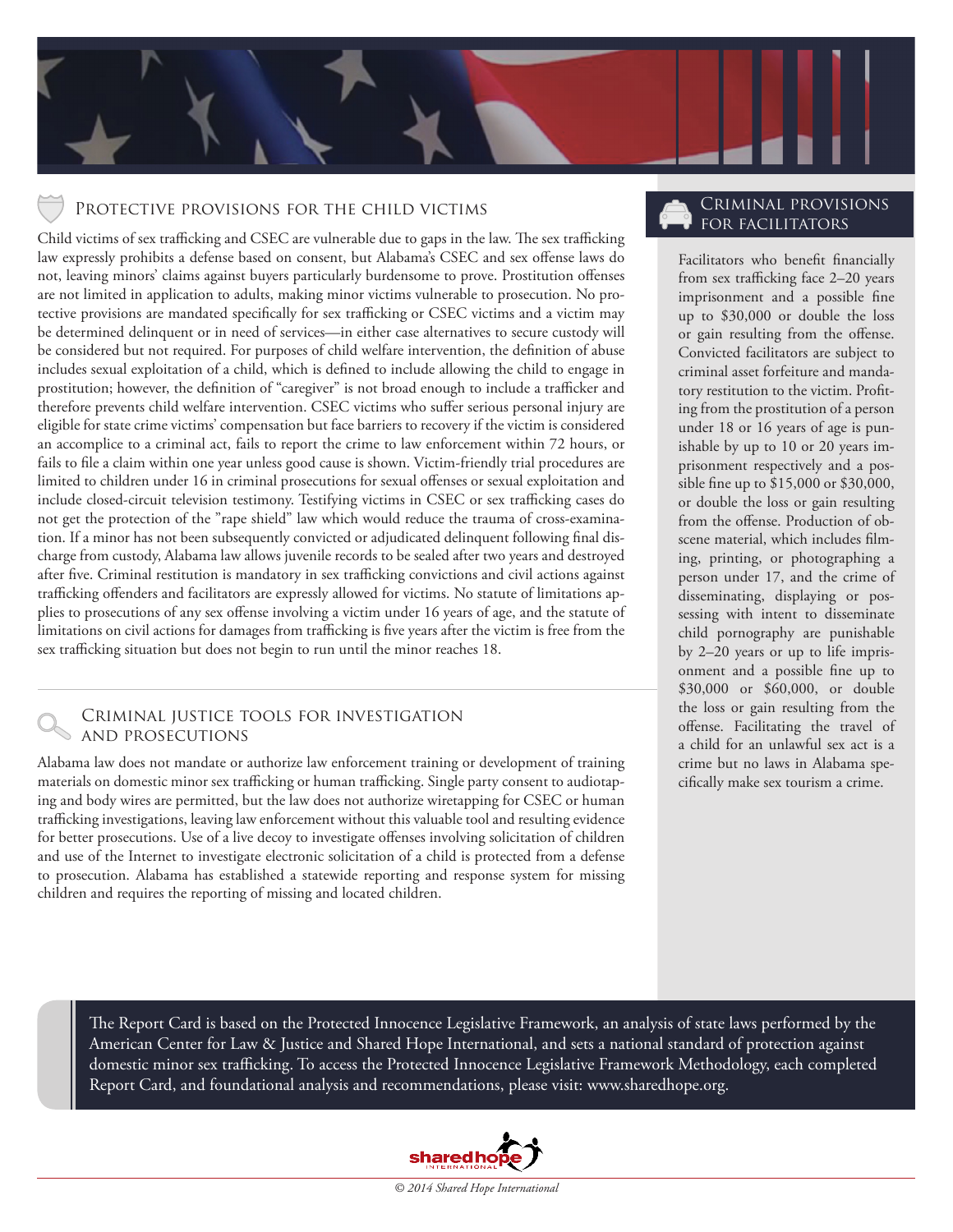## Protective provisions for the child victims

Child victims of sex trafficking and CSEC are vulnerable due to gaps in the law. The sex trafficking law expressly prohibits a defense based on consent, but Alabama's CSEC and sex offense laws do not, leaving minors' claims against buyers particularly burdensome to prove. Prostitution offenses are not limited in application to adults, making minor victims vulnerable to prosecution. No protective provisions are mandated specifically for sex trafficking or CSEC victims and a victim may be determined delinquent or in need of services—in either case alternatives to secure custody will be considered but not required. For purposes of child welfare intervention, the definition of abuse includes sexual exploitation of a child, which is defined to include allowing the child to engage in prostitution; however, the definition of "caregiver" is not broad enough to include a trafficker and therefore prevents child welfare intervention. CSEC victims who suffer serious personal injury are eligible for state crime victims' compensation but face barriers to recovery if the victim is considered an accomplice to a criminal act, fails to report the crime to law enforcement within 72 hours, or fails to file a claim within one year unless good cause is shown. Victim-friendly trial procedures are limited to children under 16 in criminal prosecutions for sexual offenses or sexual exploitation and include closed-circuit television testimony. Testifying victims in CSEC or sex trafficking cases do not get the protection of the "rape shield" law which would reduce the trauma of cross-examination. If a minor has not been subsequently convicted or adjudicated delinquent following final discharge from custody, Alabama law allows juvenile records to be sealed after two years and destroyed after five. Criminal restitution is mandatory in sex trafficking convictions and civil actions against trafficking offenders and facilitators are expressly allowed for victims. No statute of limitations applies to prosecutions of any sex offense involving a victim under 16 years of age, and the statute of limitations on civil actions for damages from trafficking is five years after the victim is free from the sex trafficking situation but does not begin to run until the minor reaches 18.

## Criminal justice tools for investigation and prosecutions

Alabama law does not mandate or authorize law enforcement training or development of training materials on domestic minor sex trafficking or human trafficking. Single party consent to audiotaping and body wires are permitted, but the law does not authorize wiretapping for CSEC or human trafficking investigations, leaving law enforcement without this valuable tool and resulting evidence for better prosecutions. Use of a live decoy to investigate offenses involving solicitation of children and use of the Internet to investigate electronic solicitation of a child is protected from a defense to prosecution. Alabama has established a statewide reporting and response system for missing children and requires the reporting of missing and located children.

## Criminal provisions for facilitators

Facilitators who benefit financially from sex trafficking face 2–20 years imprisonment and a possible fine up to $30,000 or double the loss or gain resulting from the offense. Convicted facilitators are subject to criminal asset forfeiture and mandatory restitution to the victim. Profiting from the prostitution of a person under 18 or 16 years of age is punishable by up to 10 or 20 years imprisonment respectively and a possible fine up to $15,000 or $30,000, or double the loss or gain resulting from the offense. Production of obscene material, which includes filming, printing, or photographing a person under 17, and the crime of disseminating, displaying or possessing with intent to disseminate child pornography are punishable by 2–20 years or up to life imprisonment and a possible fine up to $30,000 or $60,000, or double the loss or gain resulting from the offense. Facilitating the travel of a child for an unlawful sex act is a crime but no laws in Alabama specifically make sex tourism a crime.

The Report Card is based on the Protected Innocence Legislative Framework, an analysis of state laws performed by the American Center for Law & Justice and Shared Hope International, and sets a national standard of protection against domestic minor sex trafficking. To access the Protected Innocence Legislative Framework Methodology, each completed Report Card, and foundational analysis and recommendations, please visit: www.sharedhope.org.

shared hope INTERNATIONAL

*© 2014 Shared Hope International*